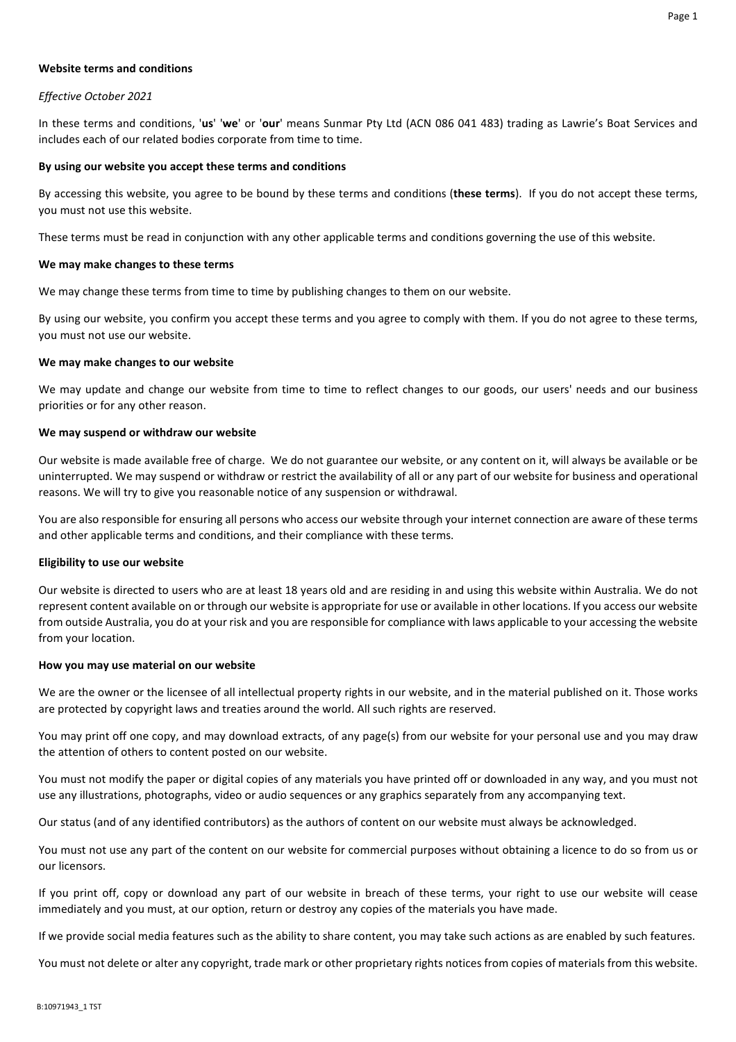**Website terms and conditions**

*Effective October 2021*

In these terms and conditions, '**us**' '**we**' or '**our**' means Sunmar Pty Ltd (ACN 086 041 483) trading as Lawrie's Boat Services and includes each of our related bodies corporate from time to time.

**By using our website you accept these terms and conditions**

By accessing this website, you agree to be bound by these terms and conditions (**these terms**). If you do not accept these terms, you must not use this website.

These terms must be read in conjunction with any other applicable terms and conditions governing the use of this website.

**We may make changes to these terms**

We may change these terms from time to time by publishing changes to them on our website.

By using our website, you confirm you accept these terms and you agree to comply with them. If you do not agree to these terms, you must not use our website.

**We may make changes to our website**

We may update and change our website from time to time to reflect changes to our goods, our users' needs and our business priorities or for any other reason.

**We may suspend or withdraw our website**

Our website is made available free of charge. We do not guarantee our website, or any content on it, will always be available or be uninterrupted. We may suspend or withdraw or restrict the availability of all or any part of our website for business and operational reasons. We will try to give you reasonable notice of any suspension or withdrawal.

You are also responsible for ensuring all persons who access our website through your internet connection are aware of these terms and other applicable terms and conditions, and their compliance with these terms.

**Eligibility to use our website**

Our website is directed to users who are at least 18 years old and are residing in and using this website within Australia. We do not represent content available on or through our website is appropriate for use or available in other locations. If you access our website from outside Australia, you do at your risk and you are responsible for compliance with laws applicable to your accessing the website from your location.

**How you may use material on our website**

We are the owner or the licensee of all intellectual property rights in our website, and in the material published on it. Those works are protected by copyright laws and treaties around the world. All such rights are reserved.

You may print off one copy, and may download extracts, of any page(s) from our website for your personal use and you may draw the attention of others to content posted on our website.

You must not modify the paper or digital copies of any materials you have printed off or downloaded in any way, and you must not use any illustrations, photographs, video or audio sequences or any graphics separately from any accompanying text.

Our status (and of any identified contributors) as the authors of content on our website must always be acknowledged.

You must not use any part of the content on our website for commercial purposes without obtaining a licence to do so from us or our licensors.

If you print off, copy or download any part of our website in breach of these terms, your right to use our website will cease immediately and you must, at our option, return or destroy any copies of the materials you have made.

If we provide social media features such as the ability to share content, you may take such actions as are enabled by such features.

You must not delete or alter any copyright, trade mark or other proprietary rights notices from copies of materials from this website.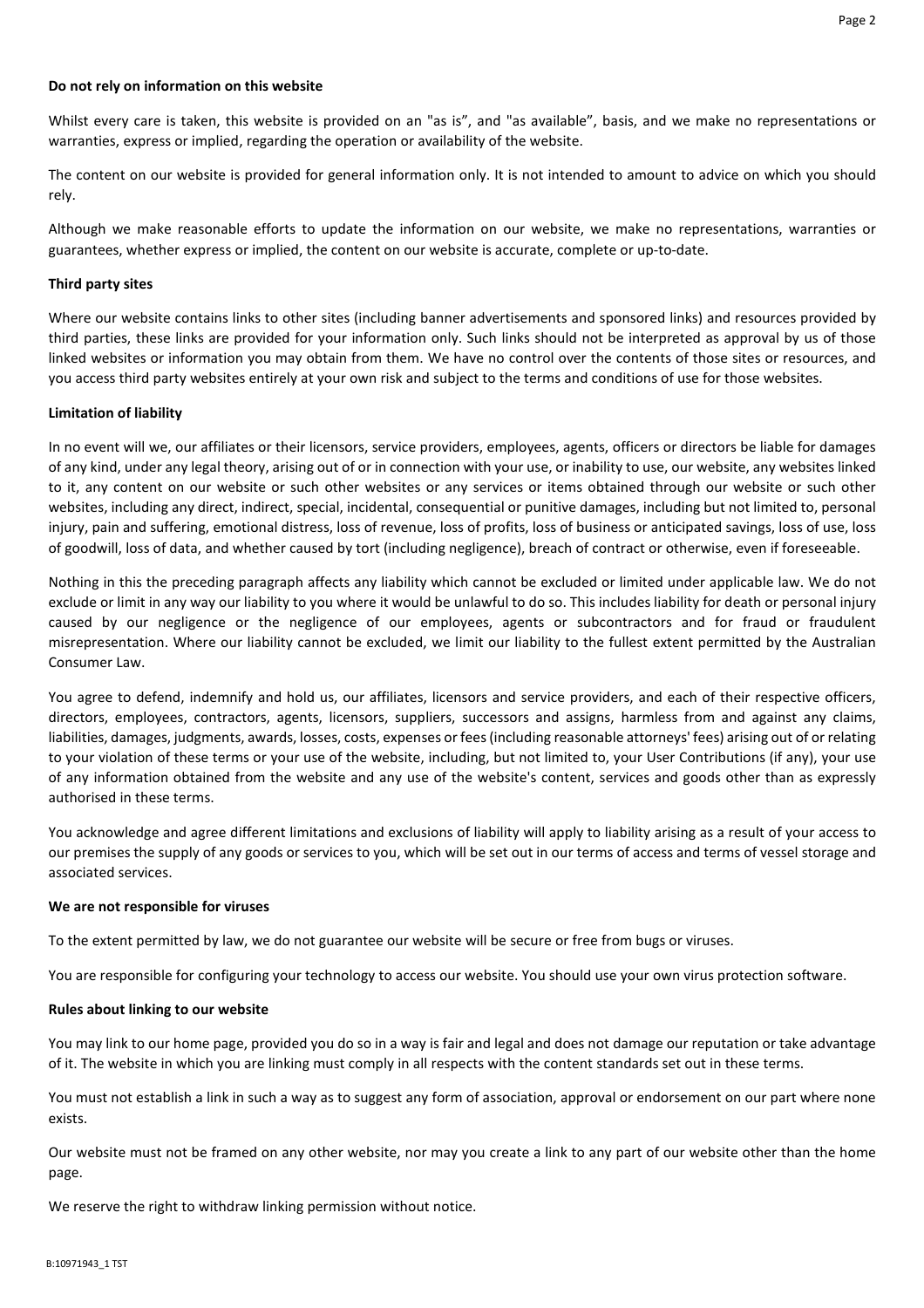**Do not rely on information on this website**

Whilst every care is taken, this website is provided on an "as is”, and "as available”, basis, and we make no representations or warranties, express or implied, regarding the operation or availability of the website.

The content on our website is provided for general information only. It is not intended to amount to advice on which you should rely.

Although we make reasonable efforts to update the information on our website, we make no representations, warranties or guarantees, whether express or implied, the content on our website is accurate, complete or up-to-date.

**Third party sites**

Where our website contains links to other sites (including banner advertisements and sponsored links) and resources provided by third parties, these links are provided for your information only. Such links should not be interpreted as approval by us of those linked websites or information you may obtain from them. We have no control over the contents of those sites or resources, and you access third party websites entirely at your own risk and subject to the terms and conditions of use for those websites.

**Limitation of liability**

In no event will we, our affiliates or their licensors, service providers, employees, agents, officers or directors be liable for damages of any kind, under any legal theory, arising out of or in connection with your use, or inability to use, our website, any websites linked to it, any content on our website or such other websites or any services or items obtained through our website or such other websites, including any direct, indirect, special, incidental, consequential or punitive damages, including but not limited to, personal injury, pain and suffering, emotional distress, loss of revenue, loss of profits, loss of business or anticipated savings, loss of use, loss of goodwill, loss of data, and whether caused by tort (including negligence), breach of contract or otherwise, even if foreseeable.

Nothing in this the preceding paragraph affects any liability which cannot be excluded or limited under applicable law. We do not exclude or limit in any way our liability to you where it would be unlawful to do so. This includes liability for death or personal injury caused by our negligence or the negligence of our employees, agents or subcontractors and for fraud or fraudulent misrepresentation. Where our liability cannot be excluded, we limit our liability to the fullest extent permitted by the Australian Consumer Law.

You agree to defend, indemnify and hold us, our affiliates, licensors and service providers, and each of their respective officers, directors, employees, contractors, agents, licensors, suppliers, successors and assigns, harmless from and against any claims, liabilities, damages, judgments, awards, losses, costs, expenses or fees (including reasonable attorneys' fees) arising out of or relating to your violation of these terms or your use of the website, including, but not limited to, your User Contributions (if any), your use of any information obtained from the website and any use of the website's content, services and goods other than as expressly authorised in these terms.

You acknowledge and agree different limitations and exclusions of liability will apply to liability arising as a result of your access to our premises the supply of any goods or services to you, which will be set out in our terms of access and terms of vessel storage and associated services.

**We are not responsible for viruses**

To the extent permitted by law, we do not guarantee our website will be secure or free from bugs or viruses.

You are responsible for configuring your technology to access our website. You should use your own virus protection software.

**Rules about linking to our website**

You may link to our home page, provided you do so in a way is fair and legal and does not damage our reputation or take advantage of it. The website in which you are linking must comply in all respects with the content standards set out in these terms.

You must not establish a link in such a way as to suggest any form of association, approval or endorsement on our part where none exists.

Our website must not be framed on any other website, nor may you create a link to any part of our website other than the home page.

We reserve the right to withdraw linking permission without notice.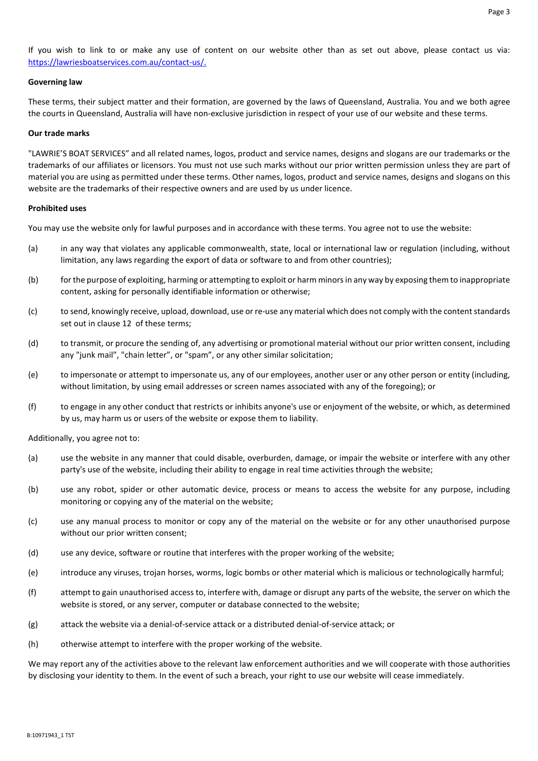If you wish to link to or make any use of content on our website other than as set out above, please contact us via: [https://lawriesboatservices.com.au/contact-us/.](https://lawriesboatservices.com.au/contact-us/)

**Governing law**

These terms, their subject matter and their formation, are governed by the laws of Queensland, Australia. You and we both agree the courts in Queensland, Australia will have non-exclusive jurisdiction in respect of your use of our website and these terms.

**Our trade marks**

"LAWRIE'S BOAT SERVICES" and all related names, logos, product and service names, designs and slogans are our trademarks or the trademarks of our affiliates or licensors. You must not use such marks without our prior written permission unless they are part of material you are using as permitted under these terms. Other names, logos, product and service names, designs and slogans on this website are the trademarks of their respective owners and are used by us under licence.

**Prohibited uses**

You may use the website only for lawful purposes and in accordance with these terms. You agree not to use the website:

(a) in any way that violates any applicable commonwealth, state, local or international law or regulation (including, without limitation, any laws regarding the export of data or software to and from other countries);

(b) for the purpose of exploiting, harming or attempting to exploit or harm minors in any way by exposing them to inappropriate content, asking for personally identifiable information or otherwise;

(c) to send, knowingly receive, upload, download, use or re-use any material which does not comply with the content standards set out in clause 12 of these terms;

(d) to transmit, or procure the sending of, any advertising or promotional material without our prior written consent, including any "junk mail", "chain letter", or "spam", or any other similar solicitation;

(e) to impersonate or attempt to impersonate us, any of our employees, another user or any other person or entity (including, without limitation, by using email addresses or screen names associated with any of the foregoing); or

(f) to engage in any other conduct that restricts or inhibits anyone's use or enjoyment of the website, or which, as determined by us, may harm us or users of the website or expose them to liability.

Additionally, you agree not to:

(a) use the website in any manner that could disable, overburden, damage, or impair the website or interfere with any other party's use of the website, including their ability to engage in real time activities through the website;

(b) use any robot, spider or other automatic device, process or means to access the website for any purpose, including monitoring or copying any of the material on the website;

(c) use any manual process to monitor or copy any of the material on the website or for any other unauthorised purpose without our prior written consent;

(d) use any device, software or routine that interferes with the proper working of the website;

(e) introduce any viruses, trojan horses, worms, logic bombs or other material which is malicious or technologically harmful;

(f) attempt to gain unauthorised access to, interfere with, damage or disrupt any parts of the website, the server on which the website is stored, or any server, computer or database connected to the website;

(g) attack the website via a denial-of-service attack or a distributed denial-of-service attack; or

(h) otherwise attempt to interfere with the proper working of the website.

We may report any of the activities above to the relevant law enforcement authorities and we will cooperate with those authorities by disclosing your identity to them. In the event of such a breach, your right to use our website will cease immediately.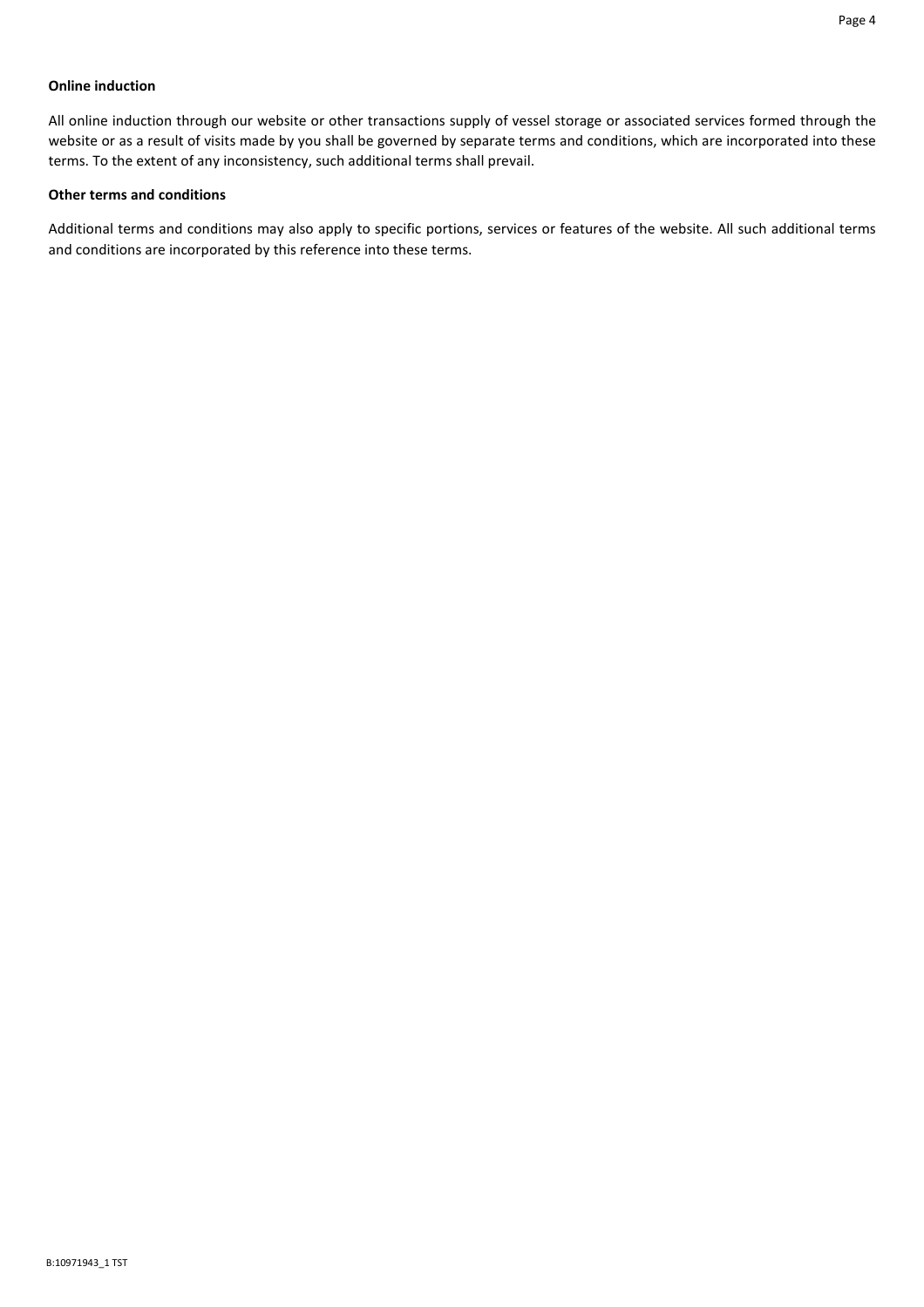**Online induction**

All online induction through our website or other transactions supply of vessel storage or associated services formed through the website or as a result of visits made by you shall be governed by separate terms and conditions, which are incorporated into these terms. To the extent of any inconsistency, such additional terms shall prevail.

**Other terms and conditions**

Additional terms and conditions may also apply to specific portions, services or features of the website. All such additional terms and conditions are incorporated by this reference into these terms.